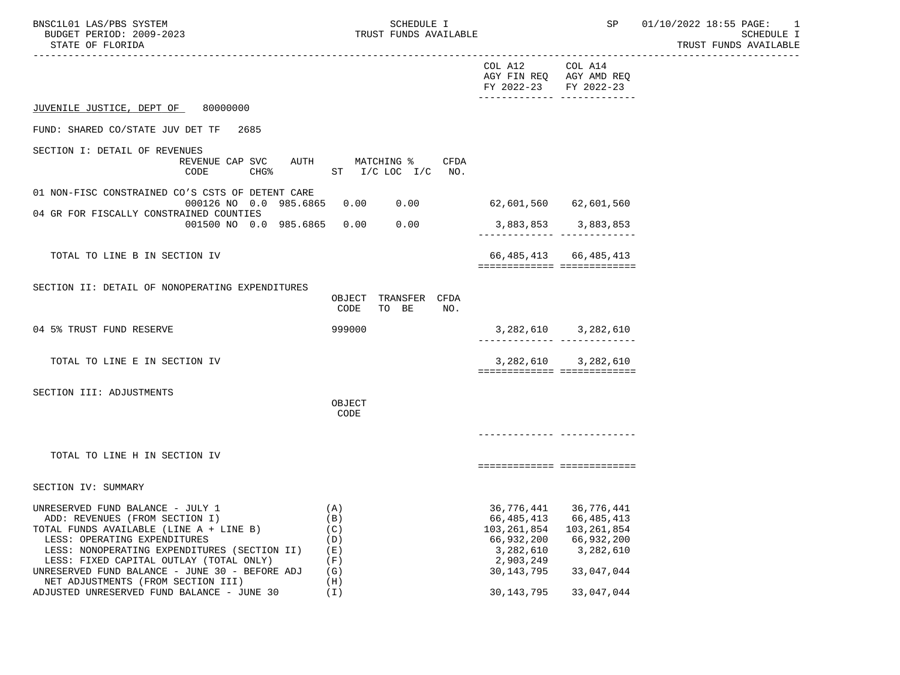BNSC1L01 LAS/PBS SYSTEM — SCHEDULE I — TRUST FUNDS AVAILABLE — SP 01/10/2022 18:55

BUDGET PERIOD: 2009-2023

STATE OF FLORIDA

## JUVENILE JUSTICE, DEPT OF 80000000

FUND: SHARED CO/STATE JUV DET TF 2685

### SECTION I: DETAIL OF REVENUES

| | REVENUE CODE | CAP CHG% | SVC | AUTH ST | MATCHING % I/C | LOC I/C | CFDA NO. | COL A12 AGY FIN REQ FY 2022-23 | COL A14 AGY AMD REQ FY 2022-23 |
|---|---|---|---|---|---|---|---|---|---|
| 01 NON-FISC CONSTRAINED CO'S CSTS OF DETENT CARE | 000126 | NO | 0.0 | 985.6865 | 0.00 | 0.00 | | 62,601,560 | 62,601,560 |
| 04 GR FOR FISCALLY CONSTRAINED COUNTIES | 001500 | NO | 0.0 | 985.6865 | 0.00 | 0.00 | | 3,883,853 | 3,883,853 |
| TOTAL TO LINE B IN SECTION IV | | | | | | | | 66,485,413 | 66,485,413 |

### SECTION II: DETAIL OF NONOPERATING EXPENDITURES

| | OBJECT CODE | TRANSFER TO BE | CFDA NO. | COL A12 AGY FIN REQ FY 2022-23 | COL A14 AGY AMD REQ FY 2022-23 |
|---|---|---|---|---|---|
| 04 5% TRUST FUND RESERVE | 999000 | | | 3,282,610 | 3,282,610 |
| TOTAL TO LINE E IN SECTION IV | | | | 3,282,610 | 3,282,610 |

### SECTION III: ADJUSTMENTS

| | OBJECT CODE | COL A12 AGY FIN REQ FY 2022-23 | COL A14 AGY AMD REQ FY 2022-23 |
|---|---|---|---|
| TOTAL TO LINE H IN SECTION IV | | | |

### SECTION IV: SUMMARY

| | | COL A12 AGY FIN REQ FY 2022-23 | COL A14 AGY AMD REQ FY 2022-23 |
|---|---|---|---|
| UNRESERVED FUND BALANCE - JULY 1 | (A) | 36,776,441 | 36,776,441 |
| ADD: REVENUES (FROM SECTION I) | (B) | 66,485,413 | 66,485,413 |
| TOTAL FUNDS AVAILABLE (LINE A + LINE B) | (C) | 103,261,854 | 103,261,854 |
| LESS: OPERATING EXPENDITURES | (D) | 66,932,200 | 66,932,200 |
| LESS: NONOPERATING EXPENDITURES (SECTION II) | (E) | 3,282,610 | 3,282,610 |
| LESS: FIXED CAPITAL OUTLAY (TOTAL ONLY) | (F) | 2,903,249 | |
| UNRESERVED FUND BALANCE - JUNE 30 - BEFORE ADJ | (G) | 30,143,795 | 33,047,044 |
| NET ADJUSTMENTS (FROM SECTION III) | (H) | | |
| ADJUSTED UNRESERVED FUND BALANCE - JUNE 30 | (I) | 30,143,795 | 33,047,044 |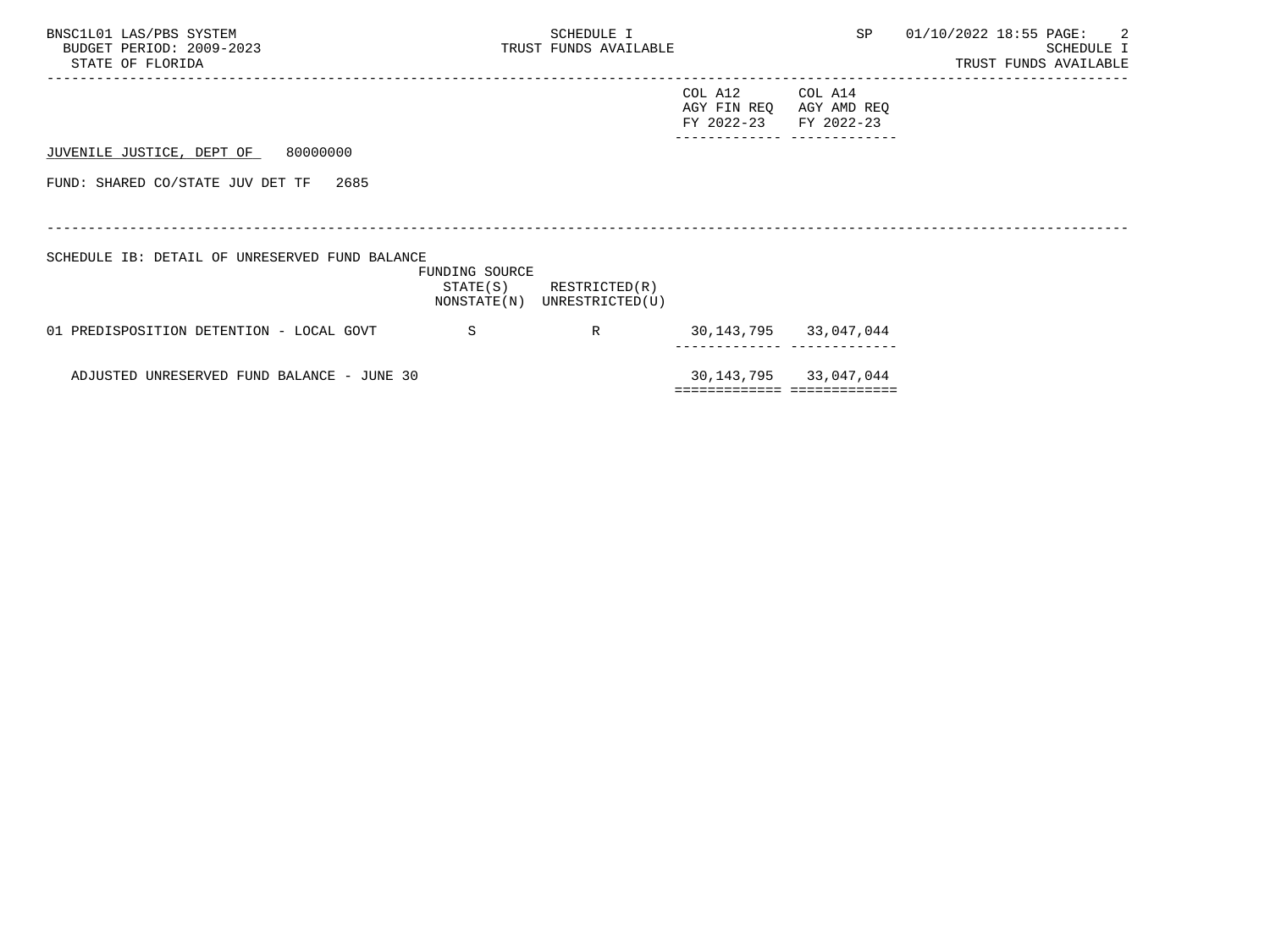JUVENILE JUSTICE, DEPT OF 80000000

FUND: SHARED CO/STATE JUV DET TF 2685

SCHEDULE IB: DETAIL OF UNRESERVED FUND BALANCE

| | FUNDING SOURCE STATE(S) NONSTATE(N) | RESTRICTED(R) UNRESTRICTED(U) | COL A12 AGY FIN REQ FY 2022-23 | COL A14 AGY AMD REQ FY 2022-23 |
|---|---|---|---|---|
| 01 PREDISPOSITION DETENTION - LOCAL GOVT | S | R | 30,143,795 | 33,047,044 |
| ADJUSTED UNRESERVED FUND BALANCE - JUNE 30 | | | 30,143,795 | 33,047,044 |